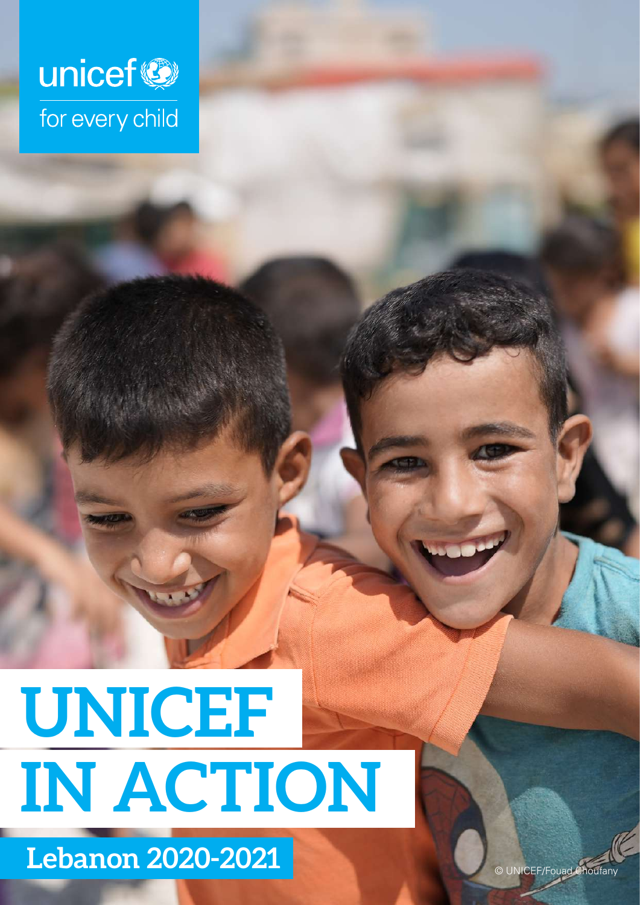unicef

for every child

# UNICEF IN ACTION

## Lebanon 2020-2021

© UNICEF/Fouad Choufany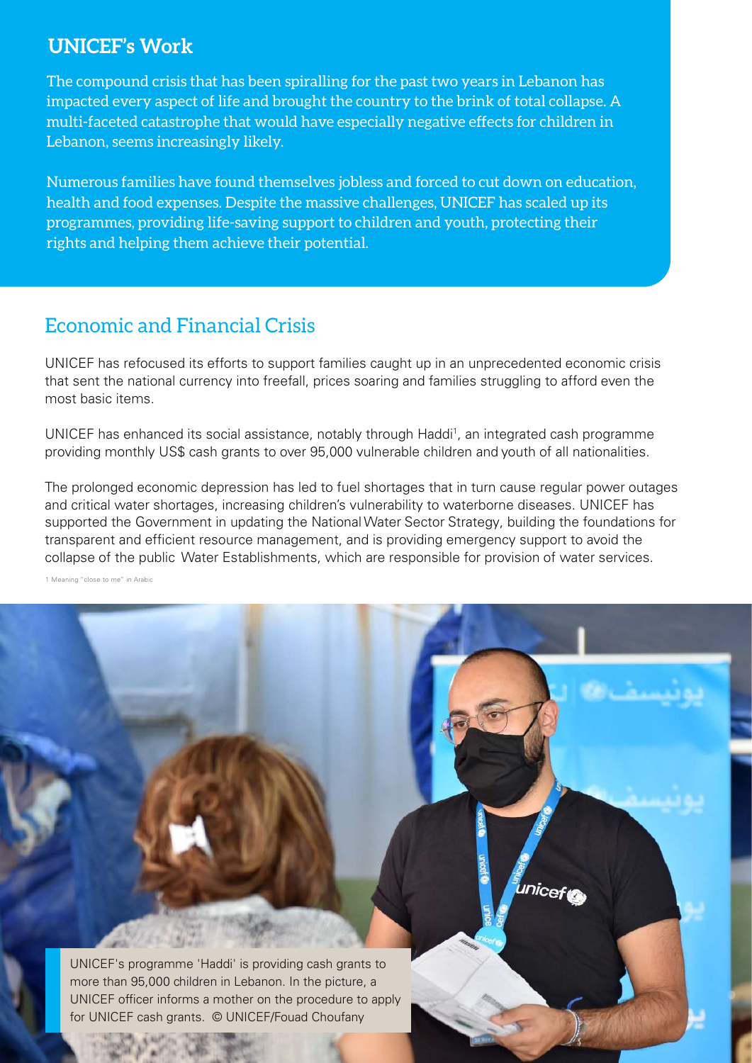## UNICEF's Work

The compound crisis that has been spiralling for the past two years in Lebanon has impacted every aspect of life and brought the country to the brink of total collapse. A multi-faceted catastrophe that would have especially negative effects for children in Lebanon, seems increasingly likely.

Numerous families have found themselves jobless and forced to cut down on education, health and food expenses. Despite the massive challenges, UNICEF has scaled up its programmes, providing life-saving support to children and youth, protecting their rights and helping them achieve their potential.

## Economic and Financial Crisis

UNICEF has refocused its efforts to support families caught up in an unprecedented economic crisis that sent the national currency into freefall, prices soaring and families struggling to afford even the most basic items.

UNICEF has enhanced its social assistance, notably through Haddi[1], an integrated cash programme providing monthly US$ cash grants to over 95,000 vulnerable children and youth of all nationalities.

The prolonged economic depression has led to fuel shortages that in turn cause regular power outages and critical water shortages, increasing children's vulnerability to waterborne diseases. UNICEF has supported the Government in updating the National Water Sector Strategy, building the foundations for transparent and efficient resource management, and is providing emergency support to avoid the collapse of the public Water Establishments, which are responsible for provision of water services.

1 Meaning "close to me" in Arabic

UNICEF's programme 'Haddi' is providing cash grants to more than 95,000 children in Lebanon. In the picture, a UNICEF officer informs a mother on the procedure to apply for UNICEF cash grants. © UNICEF/Fouad Choufany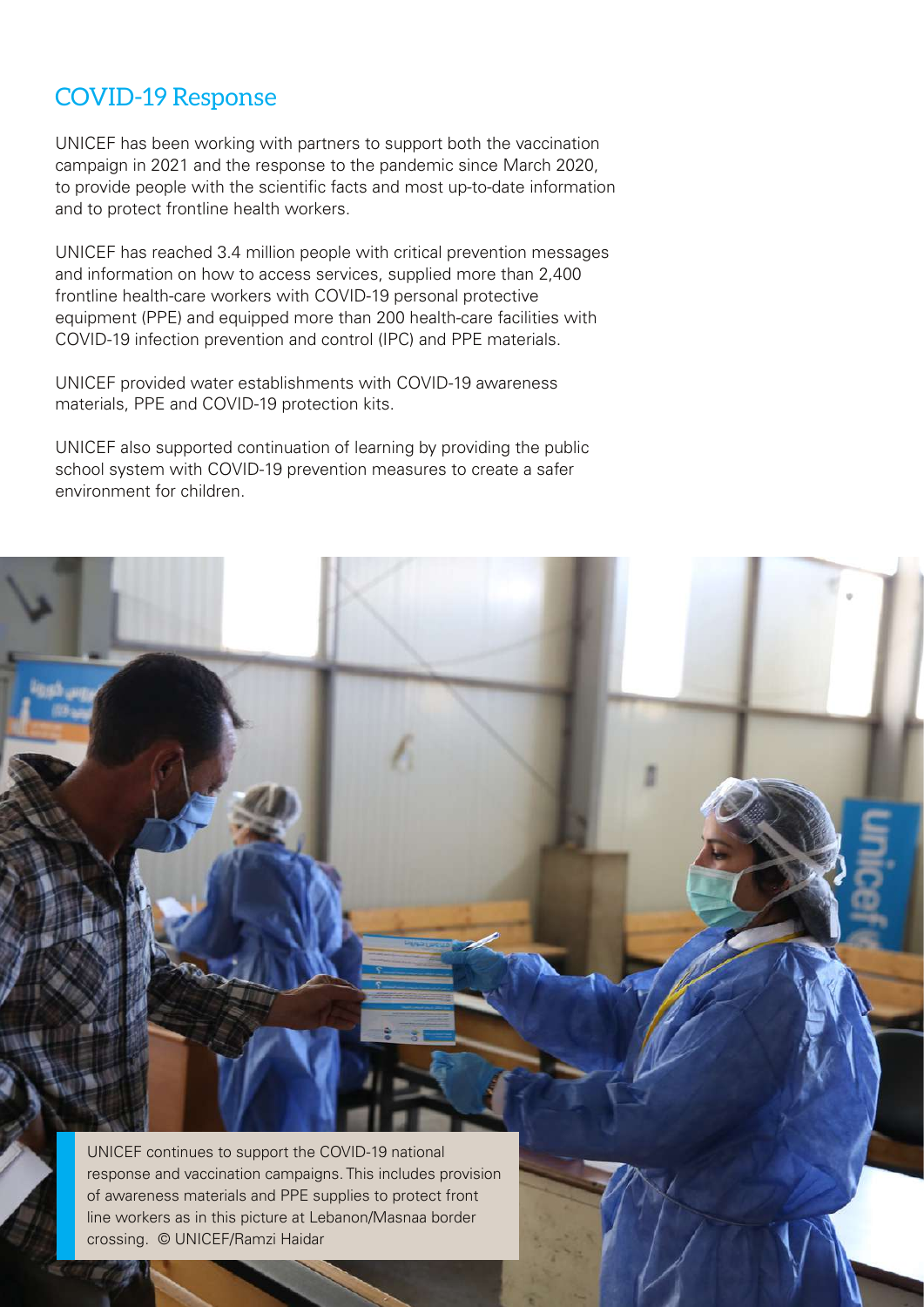## COVID-19 Response

UNICEF has been working with partners to support both the vaccination campaign in 2021 and the response to the pandemic since March 2020, to provide people with the scientific facts and most up-to-date information and to protect frontline health workers.

UNICEF has reached 3.4 million people with critical prevention messages and information on how to access services, supplied more than 2,400 frontline health-care workers with COVID-19 personal protective equipment (PPE) and equipped more than 200 health-care facilities with COVID-19 infection prevention and control (IPC) and PPE materials.

UNICEF provided water establishments with COVID-19 awareness materials, PPE and COVID-19 protection kits.

UNICEF also supported continuation of learning by providing the public school system with COVID-19 prevention measures to create a safer environment for children.

UNICEF continues to support the COVID-19 national response and vaccination campaigns. This includes provision of awareness materials and PPE supplies to protect front line workers as in this picture at Lebanon/Masnaa border crossing. © UNICEF/Ramzi Haidar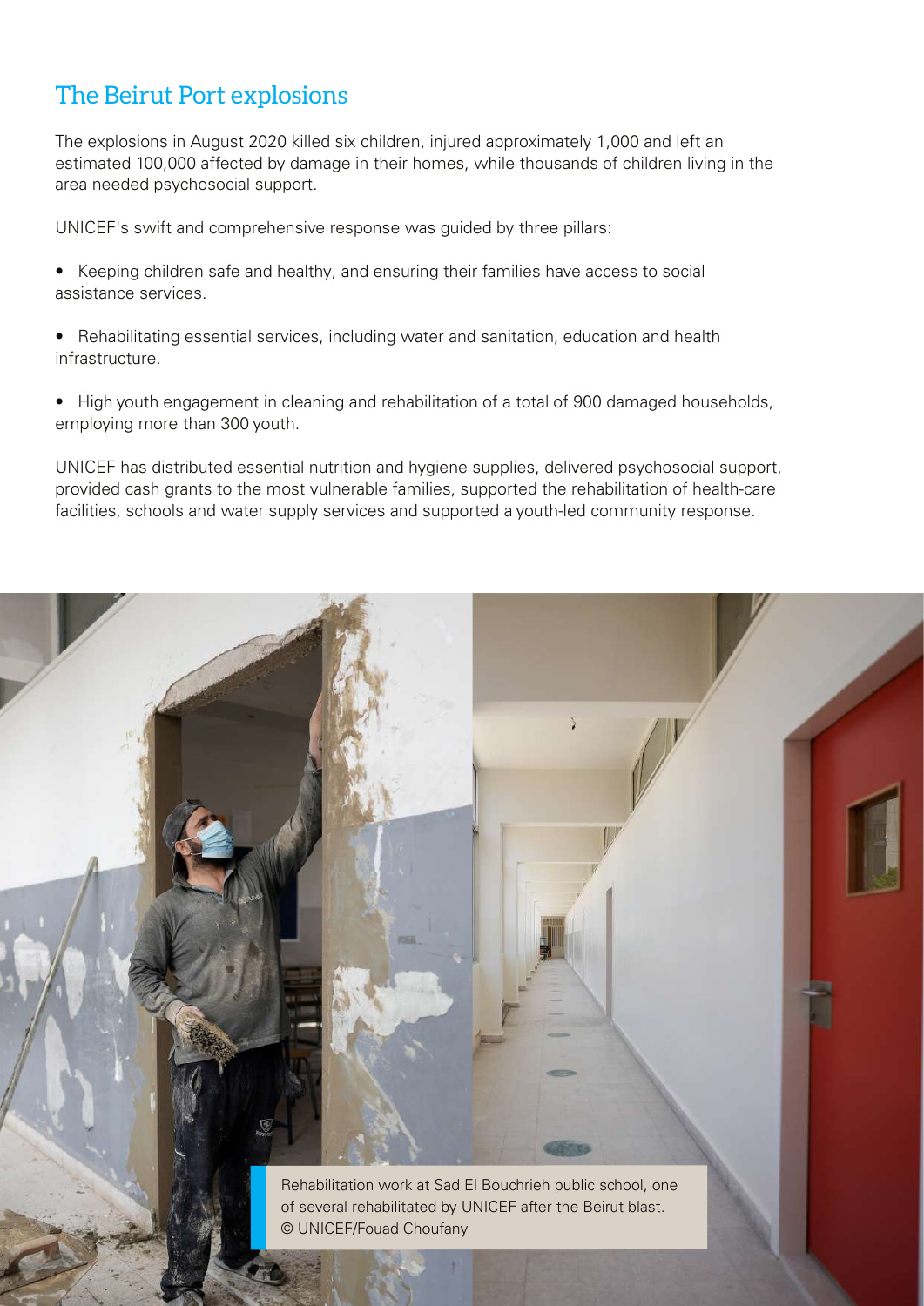## The Beirut Port explosions

The explosions in August 2020 killed six children, injured approximately 1,000 and left an estimated 100,000 affected by damage in their homes, while thousands of children living in the area needed psychosocial support.

UNICEF's swift and comprehensive response was guided by three pillars:

- Keeping children safe and healthy, and ensuring their families have access to social assistance services.
- Rehabilitating essential services, including water and sanitation, education and health infrastructure.
- High youth engagement in cleaning and rehabilitation of a total of 900 damaged households, employing more than 300 youth.

UNICEF has distributed essential nutrition and hygiene supplies, delivered psychosocial support, provided cash grants to the most vulnerable families, supported the rehabilitation of health-care facilities, schools and water supply services and supported a youth-led community response.

Rehabilitation work at Sad El Bouchrieh public school, one of several rehabilitated by UNICEF after the Beirut blast. © UNICEF/Fouad Choufany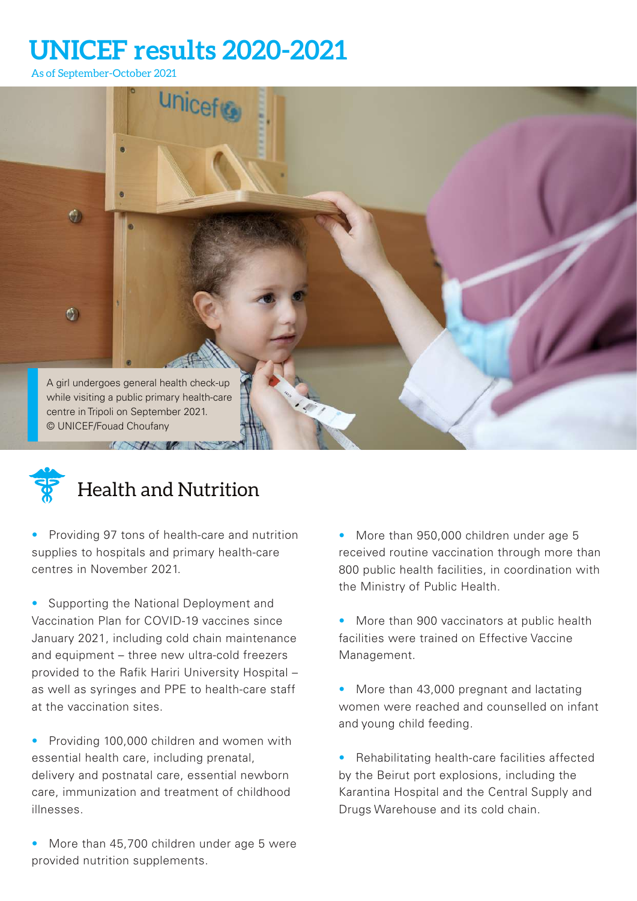# UNICEF results 2020-2021

As of September-October 2021

A girl undergoes general health check-up while visiting a public primary health-care centre in Tripoli on September 2021. © UNICEF/Fouad Choufany

## Health and Nutrition

- Providing 97 tons of health-care and nutrition supplies to hospitals and primary health-care centres in November 2021.
- Supporting the National Deployment and Vaccination Plan for COVID-19 vaccines since January 2021, including cold chain maintenance and equipment – three new ultra-cold freezers provided to the Rafik Hariri University Hospital – as well as syringes and PPE to health-care staff at the vaccination sites.
- Providing 100,000 children and women with essential health care, including prenatal, delivery and postnatal care, essential newborn care, immunization and treatment of childhood illnesses.
- More than 45,700 children under age 5 were provided nutrition supplements.
- More than 950,000 children under age 5 received routine vaccination through more than 800 public health facilities, in coordination with the Ministry of Public Health.
- More than 900 vaccinators at public health facilities were trained on Effective Vaccine Management.
- More than 43,000 pregnant and lactating women were reached and counselled on infant and young child feeding.
- Rehabilitating health-care facilities affected by the Beirut port explosions, including the Karantina Hospital and the Central Supply and Drugs Warehouse and its cold chain.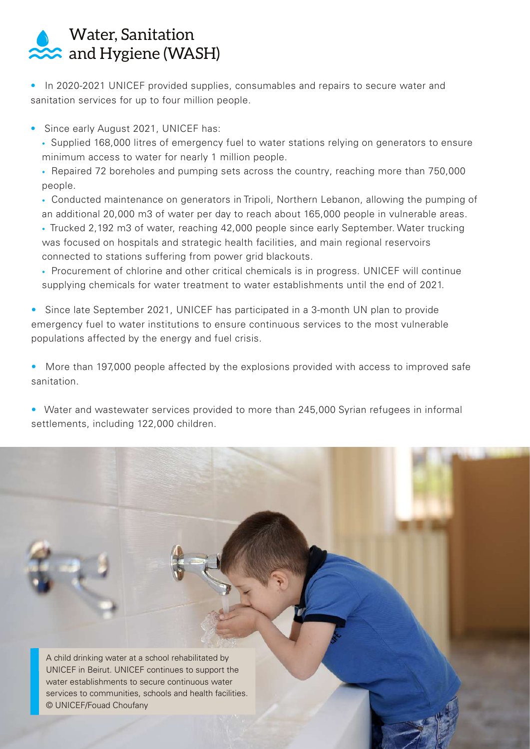# Water, Sanitation and Hygiene (WASH)

- In 2020-2021 UNICEF provided supplies, consumables and repairs to secure water and sanitation services for up to four million people.

- Since early August 2021, UNICEF has:
  - Supplied 168,000 litres of emergency fuel to water stations relying on generators to ensure minimum access to water for nearly 1 million people.
  - Repaired 72 boreholes and pumping sets across the country, reaching more than 750,000 people.
  - Conducted maintenance on generators in Tripoli, Northern Lebanon, allowing the pumping of an additional 20,000 m3 of water per day to reach about 165,000 people in vulnerable areas.
  - Trucked 2,192 m3 of water, reaching 42,000 people since early September. Water trucking was focused on hospitals and strategic health facilities, and main regional reservoirs connected to stations suffering from power grid blackouts.
  - Procurement of chlorine and other critical chemicals is in progress. UNICEF will continue supplying chemicals for water treatment to water establishments until the end of 2021.

- Since late September 2021, UNICEF has participated in a 3-month UN plan to provide emergency fuel to water institutions to ensure continuous services to the most vulnerable populations affected by the energy and fuel crisis.

- More than 197,000 people affected by the explosions provided with access to improved safe sanitation.

- Water and wastewater services provided to more than 245,000 Syrian refugees in informal settlements, including 122,000 children.

A child drinking water at a school rehabilitated by UNICEF in Beirut. UNICEF continues to support the water establishments to secure continuous water services to communities, schools and health facilities. © UNICEF/Fouad Choufany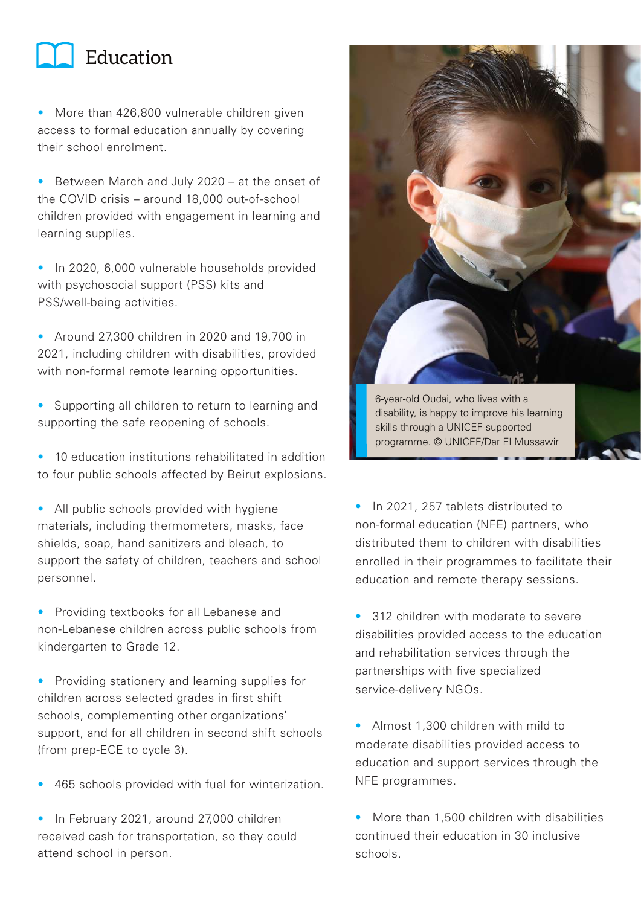# Education

- More than 426,800 vulnerable children given access to formal education annually by covering their school enrolment.
- Between March and July 2020 – at the onset of the COVID crisis – around 18,000 out-of-school children provided with engagement in learning and learning supplies.
- In 2020, 6,000 vulnerable households provided with psychosocial support (PSS) kits and PSS/well-being activities.
- Around 27,300 children in 2020 and 19,700 in 2021, including children with disabilities, provided with non-formal remote learning opportunities.
- Supporting all children to return to learning and supporting the safe reopening of schools.
- 10 education institutions rehabilitated in addition to four public schools affected by Beirut explosions.
- All public schools provided with hygiene materials, including thermometers, masks, face shields, soap, hand sanitizers and bleach, to support the safety of children, teachers and school personnel.
- Providing textbooks for all Lebanese and non-Lebanese children across public schools from kindergarten to Grade 12.
- Providing stationery and learning supplies for children across selected grades in first shift schools, complementing other organizations' support, and for all children in second shift schools (from prep-ECE to cycle 3).
- 465 schools provided with fuel for winterization.
- In February 2021, around 27,000 children received cash for transportation, so they could attend school in person.

6-year-old Oudai, who lives with a disability, is happy to improve his learning skills through a UNICEF-supported programme. © UNICEF/Dar El Mussawir

- In 2021, 257 tablets distributed to non-formal education (NFE) partners, who distributed them to children with disabilities enrolled in their programmes to facilitate their education and remote therapy sessions.
- 312 children with moderate to severe disabilities provided access to the education and rehabilitation services through the partnerships with five specialized service-delivery NGOs.
- Almost 1,300 children with mild to moderate disabilities provided access to education and support services through the NFE programmes.
- More than 1,500 children with disabilities continued their education in 30 inclusive schools.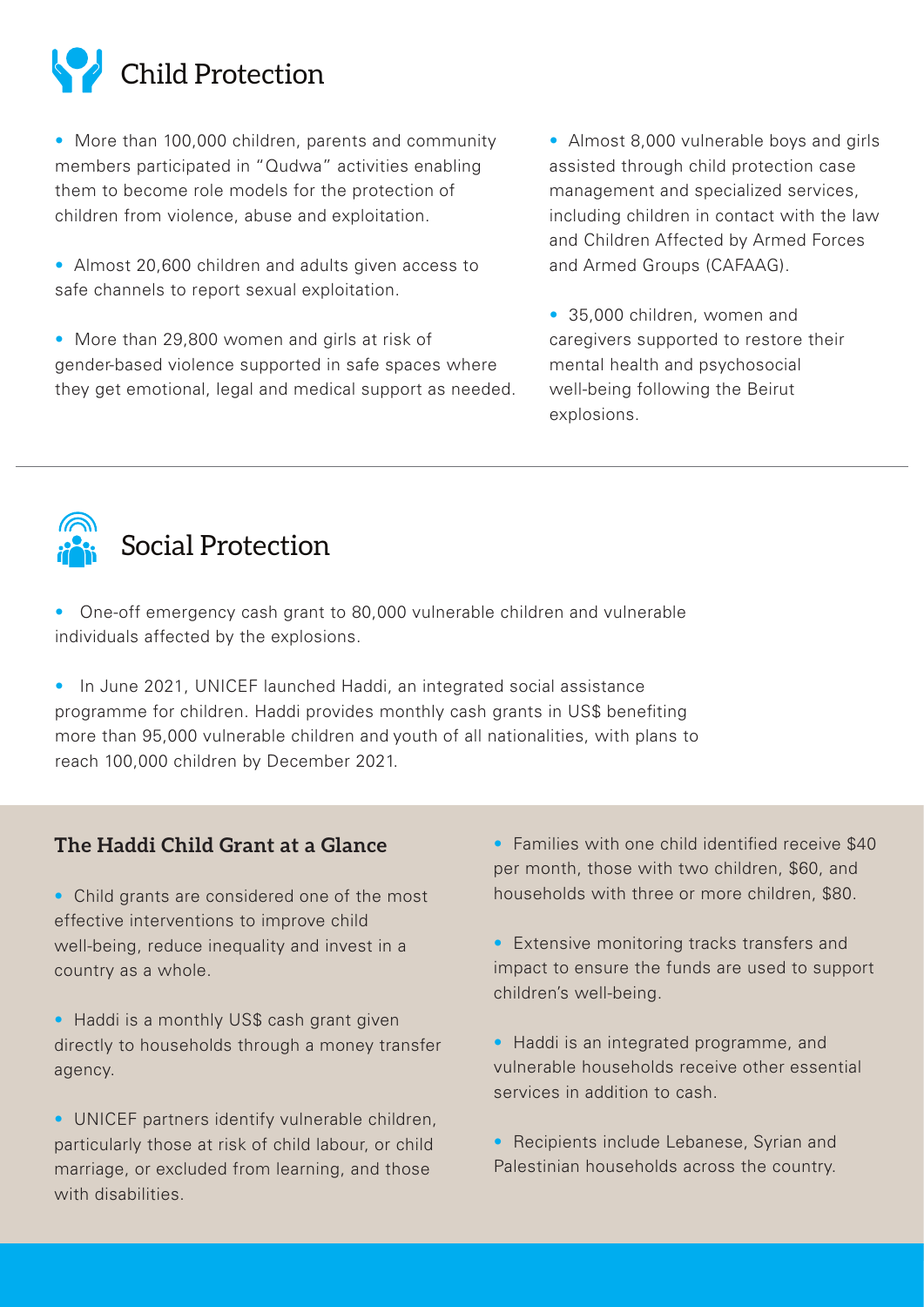## Child Protection

- More than 100,000 children, parents and community members participated in "Qudwa" activities enabling them to become role models for the protection of children from violence, abuse and exploitation.
- Almost 20,600 children and adults given access to safe channels to report sexual exploitation.
- More than 29,800 women and girls at risk of gender-based violence supported in safe spaces where they get emotional, legal and medical support as needed.
- Almost 8,000 vulnerable boys and girls assisted through child protection case management and specialized services, including children in contact with the law and Children Affected by Armed Forces and Armed Groups (CAFAAG).
- 35,000 children, women and caregivers supported to restore their mental health and psychosocial well-being following the Beirut explosions.

## Social Protection

- One-off emergency cash grant to 80,000 vulnerable children and vulnerable individuals affected by the explosions.
- In June 2021, UNICEF launched Haddi, an integrated social assistance programme for children. Haddi provides monthly cash grants in US$ benefiting more than 95,000 vulnerable children and youth of all nationalities, with plans to reach 100,000 children by December 2021.

### The Haddi Child Grant at a Glance

- Child grants are considered one of the most effective interventions to improve child well-being, reduce inequality and invest in a country as a whole.
- Haddi is a monthly US$ cash grant given directly to households through a money transfer agency.
- UNICEF partners identify vulnerable children, particularly those at risk of child labour, or child marriage, or excluded from learning, and those with disabilities.
- Families with one child identified receive $40 per month, those with two children, $60, and households with three or more children, $80.
- Extensive monitoring tracks transfers and impact to ensure the funds are used to support children's well-being.
- Haddi is an integrated programme, and vulnerable households receive other essential services in addition to cash.
- Recipients include Lebanese, Syrian and Palestinian households across the country.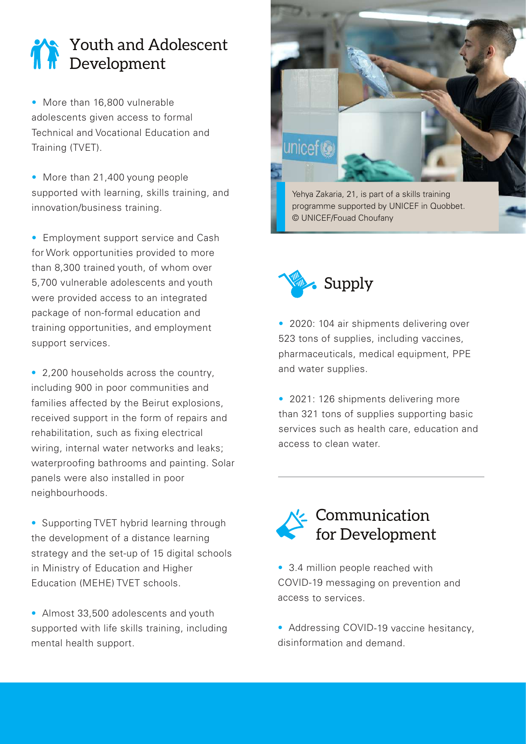## Youth and Adolescent Development

- More than 16,800 vulnerable adolescents given access to formal Technical and Vocational Education and Training (TVET).
- More than 21,400 young people supported with learning, skills training, and innovation/business training.
- Employment support service and Cash for Work opportunities provided to more than 8,300 trained youth, of whom over 5,700 vulnerable adolescents and youth were provided access to an integrated package of non-formal education and training opportunities, and employment support services.
- 2,200 households across the country, including 900 in poor communities and families affected by the Beirut explosions, received support in the form of repairs and rehabilitation, such as fixing electrical wiring, internal water networks and leaks; waterproofing bathrooms and painting. Solar panels were also installed in poor neighbourhoods.
- Supporting TVET hybrid learning through the development of a distance learning strategy and the set-up of 15 digital schools in Ministry of Education and Higher Education (MEHE) TVET schools.
- Almost 33,500 adolescents and youth supported with life skills training, including mental health support.

Yehya Zakaria, 21, is part of a skills training programme supported by UNICEF in Quobbet. © UNICEF/Fouad Choufany

## Supply

- 2020: 104 air shipments delivering over 523 tons of supplies, including vaccines, pharmaceuticals, medical equipment, PPE and water supplies.
- 2021: 126 shipments delivering more than 321 tons of supplies supporting basic services such as health care, education and access to clean water.

## Communication for Development

- 3.4 million people reached with COVID-19 messaging on prevention and access to services.
- Addressing COVID-19 vaccine hesitancy, disinformation and demand.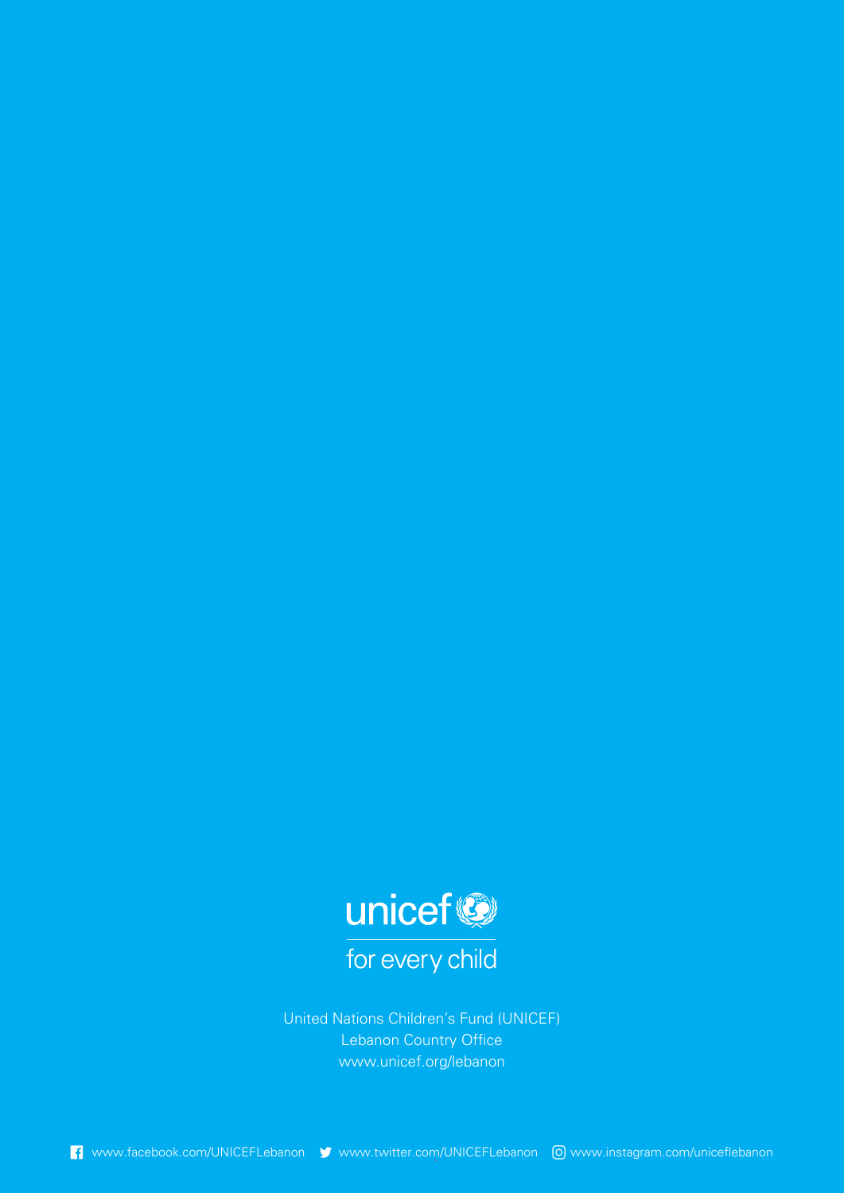unicef

for every child

United Nations Children's Fund (UNICEF)
Lebanon Country Office
www.unicef.org/lebanon

www.facebook.com/UNICEFLebanon www.twitter.com/UNICEFLebanon www.instagram.com/uniceflebanon